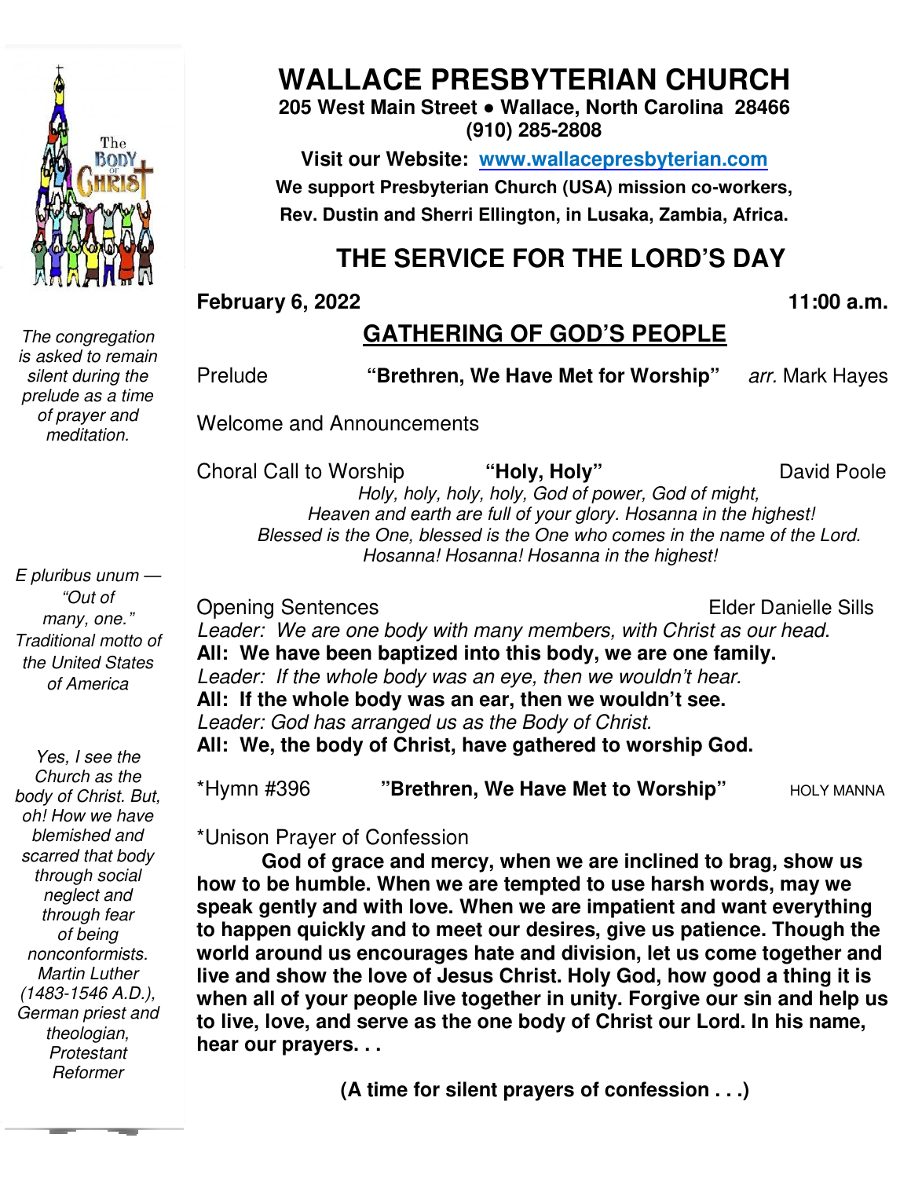# WALLACE PRESBYTERIAN CHURCH

**205 West Main Street ● Wallace, North Carolina 28466**
**(910) 285-2808**

**Visit our Website: [www.wallacepresbyterian.com](http://www.wallacepresbyterian.com)**

**We support Presbyterian Church (USA) mission co-workers,**
**Rev. Dustin and Sherri Ellington, in Lusaka, Zambia, Africa.**

## THE SERVICE FOR THE LORD'S DAY

**February 6, 2022** **11:00 a.m.**

### GATHERING OF GOD'S PEOPLE

*The congregation is asked to remain silent during the prelude as a time of prayer and meditation.*

Prelude **"Brethren, We Have Met for Worship"** *arr.* Mark Hayes

Welcome and Announcements

Choral Call to Worship **"Holy, Holy"** David Poole

*Holy, holy, holy, holy, God of power, God of might,*
*Heaven and earth are full of your glory. Hosanna in the highest!*
*Blessed is the One, blessed is the One who comes in the name of the Lord.*
*Hosanna! Hosanna! Hosanna in the highest!*

*E pluribus unum — "Out of many, one." Traditional motto of the United States of America*

Opening Sentences Elder Danielle Sills

*Leader: We are one body with many members, with Christ as our head.*
**All: We have been baptized into this body, we are one family.**
*Leader: If the whole body was an eye, then we wouldn't hear.*
**All: If the whole body was an ear, then we wouldn't see.**
*Leader: God has arranged us as the Body of Christ.*
**All: We, the body of Christ, have gathered to worship God.**

*Yes, I see the Church as the body of Christ. But, oh! How we have blemished and scarred that body through social neglect and through fear of being nonconformists. Martin Luther (1483-1546 A.D.), German priest and theologian, Protestant Reformer*

*Hymn #396 **"Brethren, We Have Met to Worship"** HOLY MANNA

*Unison Prayer of Confession

**God of grace and mercy, when we are inclined to brag, show us how to be humble. When we are tempted to use harsh words, may we speak gently and with love. When we are impatient and want everything to happen quickly and to meet our desires, give us patience. Though the world around us encourages hate and division, let us come together and live and show the love of Jesus Christ. Holy God, how good a thing it is when all of your people live together in unity. Forgive our sin and help us to live, love, and serve as the one body of Christ our Lord. In his name, hear our prayers. . .**

**(A time for silent prayers of confession . . .)**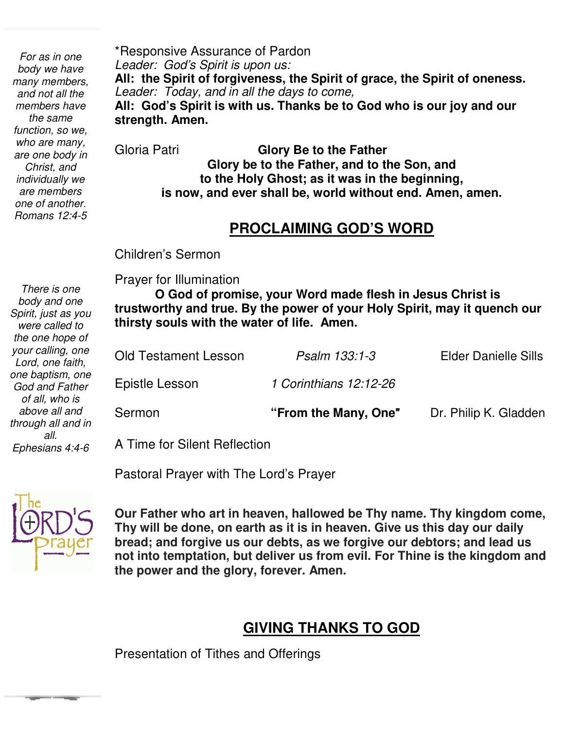*For as in one body we have many members, and not all the members have the same function, so we, who are many, are one body in Christ, and individually we are members one of another.*
*Romans 12:4-5*

*There is one body and one Spirit, just as you were called to the one hope of your calling, one Lord, one faith, one baptism, one God and Father of all, who is above all and through all and in all.*
*Ephesians 4:4-6*

*Responsive Assurance of Pardon
*Leader: God's Spirit is upon us:*
**All: the Spirit of forgiveness, the Spirit of grace, the Spirit of oneness.**
*Leader: Today, and in all the days to come,*
**All: God's Spirit is with us. Thanks be to God who is our joy and our strength. Amen.**

Gloria Patri **Glory Be to the Father**
**Glory be to the Father, and to the Son, and to the Holy Ghost; as it was in the beginning, is now, and ever shall be, world without end. Amen, amen.**

## PROCLAIMING GOD'S WORD

Children's Sermon

Prayer for Illumination
**O God of promise, your Word made flesh in Jesus Christ is trustworthy and true. By the power of your Holy Spirit, may it quench our thirsty souls with the water of life. Amen.**

Old Testament Lesson *Psalm 133:1-3* Elder Danielle Sills

Epistle Lesson *1 Corinthians 12:12-26*

Sermon **"From the Many, One"** Dr. Philip K. Gladden

A Time for Silent Reflection

Pastoral Prayer with The Lord's Prayer

**Our Father who art in heaven, hallowed be Thy name. Thy kingdom come, Thy will be done, on earth as it is in heaven. Give us this day our daily bread; and forgive us our debts, as we forgive our debtors; and lead us not into temptation, but deliver us from evil. For Thine is the kingdom and the power and the glory, forever. Amen.**

## GIVING THANKS TO GOD

Presentation of Tithes and Offerings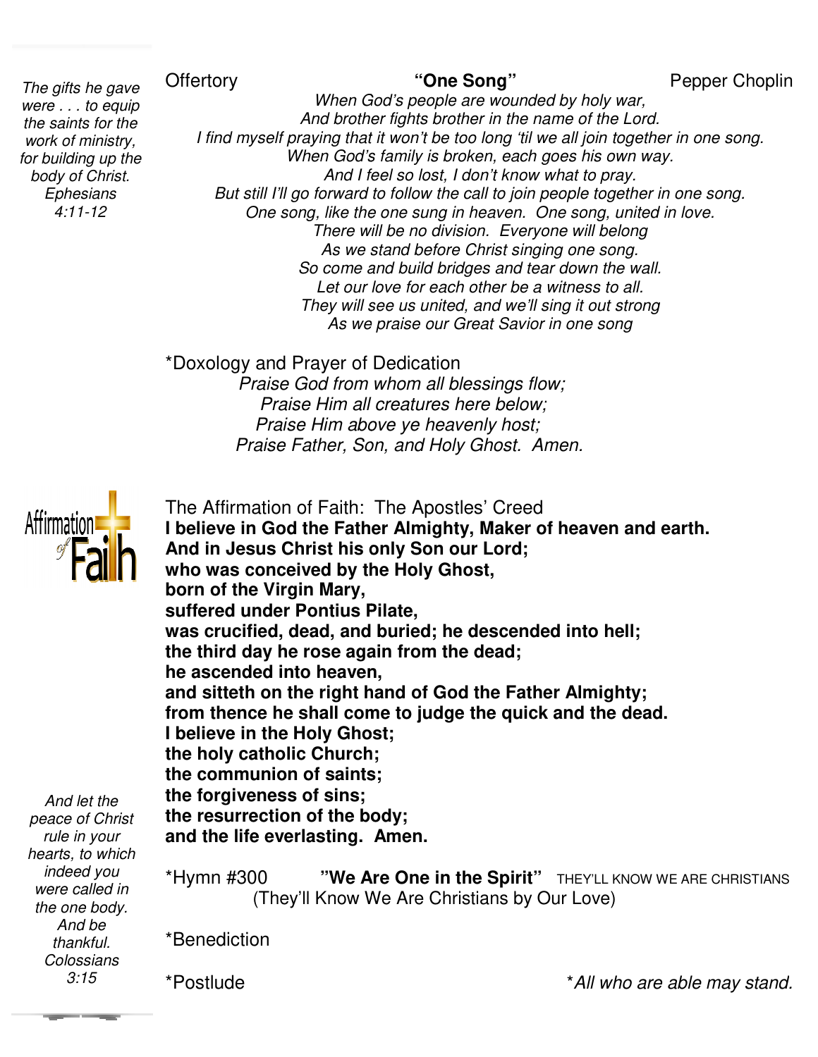*The gifts he gave were . . . to equip the saints for the work of ministry, for building up the body of Christ. Ephesians 4:11-12*

Offertory **"One Song"** Pepper Choplin

*When God's people are wounded by holy war,*
*And brother fights brother in the name of the Lord.*
*I find myself praying that it won't be too long 'til we all join together in one song.*
*When God's family is broken, each goes his own way.*
*And I feel so lost, I don't know what to pray.*
*But still I'll go forward to follow the call to join people together in one song.*
*One song, like the one sung in heaven. One song, united in love.*
*There will be no division. Everyone will belong*
*As we stand before Christ singing one song.*
*So come and build bridges and tear down the wall.*
*Let our love for each other be a witness to all.*
*They will see us united, and we'll sing it out strong*
*As we praise our Great Savior in one song*

*Doxology and Prayer of Dedication

*Praise God from whom all blessings flow;*
*Praise Him all creatures here below;*
*Praise Him above ye heavenly host;*
*Praise Father, Son, and Holy Ghost. Amen.*

The Affirmation of Faith: The Apostles' Creed

**I believe in God the Father Almighty, Maker of heaven and earth.**
**And in Jesus Christ his only Son our Lord;**
**who was conceived by the Holy Ghost,**
**born of the Virgin Mary,**
**suffered under Pontius Pilate,**
**was crucified, dead, and buried; he descended into hell;**
**the third day he rose again from the dead;**
**he ascended into heaven,**
**and sitteth on the right hand of God the Father Almighty;**
**from thence he shall come to judge the quick and the dead.**
**I believe in the Holy Ghost;**
**the holy catholic Church;**
**the communion of saints;**
**the forgiveness of sins;**
**the resurrection of the body;**
**and the life everlasting. Amen.**

*And let the peace of Christ rule in your hearts, to which indeed you were called in the one body. And be thankful. Colossians 3:15*

*Hymn #300 **"We Are One in the Spirit"** THEY'LL KNOW WE ARE CHRISTIANS
(They'll Know We Are Christians by Our Love)

*Benediction

*Postlude

**All who are able may stand.*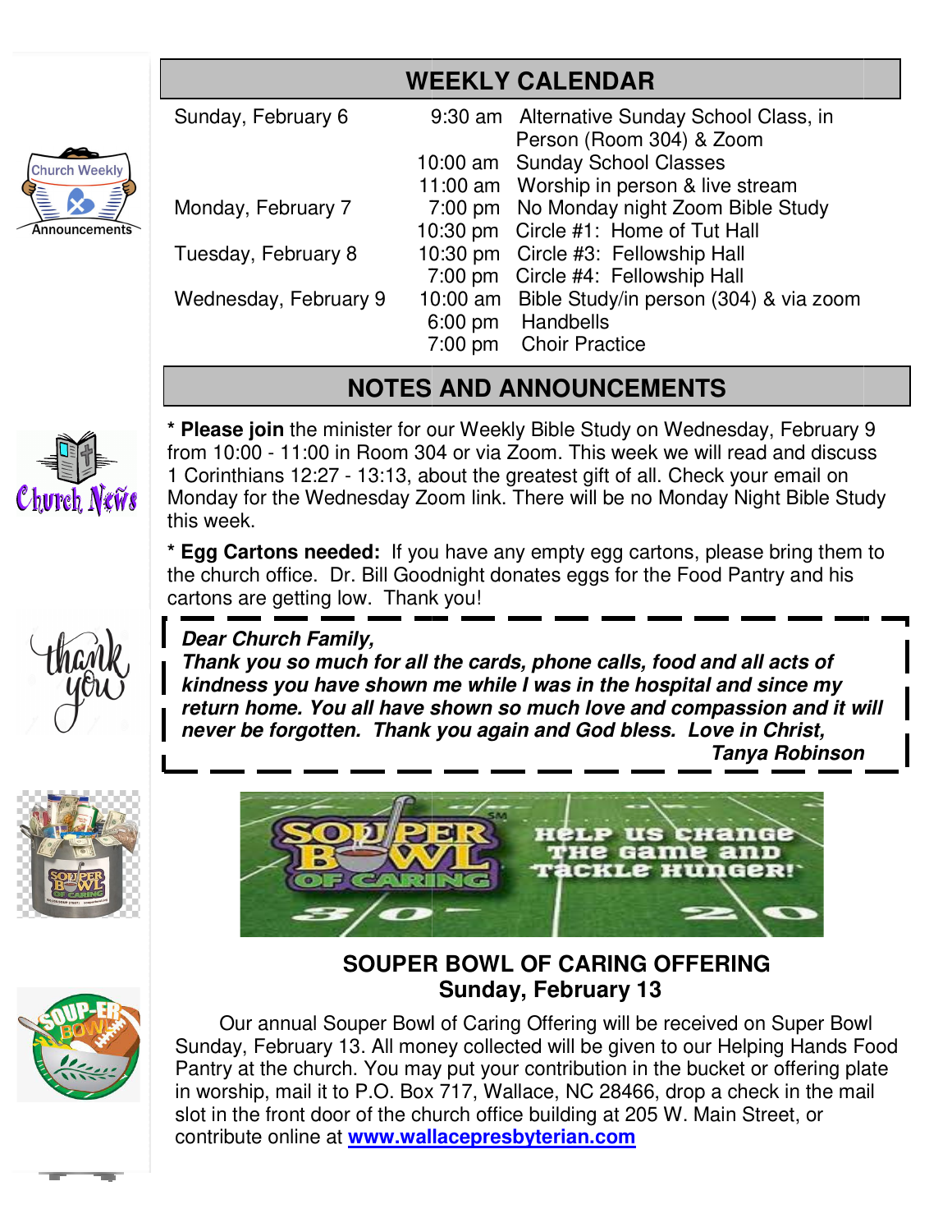## WEEKLY CALENDAR

| | | |
|---|---|---|
| Sunday, February 6 | 9:30 am | Alternative Sunday School Class, in Person (Room 304) & Zoom |
| | 10:00 am | Sunday School Classes |
| | 11:00 am | Worship in person & live stream |
| Monday, February 7 | 7:00 pm | No Monday night Zoom Bible Study |
| | 10:30 pm | Circle #1: Home of Tut Hall |
| Tuesday, February 8 | 10:30 pm | Circle #3: Fellowship Hall |
| | 7:00 pm | Circle #4: Fellowship Hall |
| Wednesday, February 9 | 10:00 am | Bible Study/in person (304) & via zoom |
| | 6:00 pm | Handbells |
| | 7:00 pm | Choir Practice |

## NOTES AND ANNOUNCEMENTS

* **Please join** the minister for our Weekly Bible Study on Wednesday, February 9 from 10:00 - 11:00 in Room 304 or via Zoom. This week we will read and discuss 1 Corinthians 12:27 - 13:13, about the greatest gift of all. Check your email on Monday for the Wednesday Zoom link. There will be no Monday Night Bible Study this week.

* **Egg Cartons needed:** If you have any empty egg cartons, please bring them to the church office. Dr. Bill Goodnight donates eggs for the Food Pantry and his cartons are getting low. Thank you!

***Dear Church Family,***
***Thank you so much for all the cards, phone calls, food and all acts of kindness you have shown me while I was in the hospital and since my return home. You all have shown so much love and compassion and it will never be forgotten. Thank you again and God bless. Love in Christ,***
***Tanya Robinson***

**SOUPER BOWL OF CARING OFFERING**
**Sunday, February 13**

Our annual Souper Bowl of Caring Offering will be received on Super Bowl Sunday, February 13. All money collected will be given to our Helping Hands Food Pantry at the church. You may put your contribution in the bucket or offering plate in worship, mail it to P.O. Box 717, Wallace, NC 28466, drop a check in the mail slot in the front door of the church office building at 205 W. Main Street, or contribute online at **www.wallacepresbyterian.com**